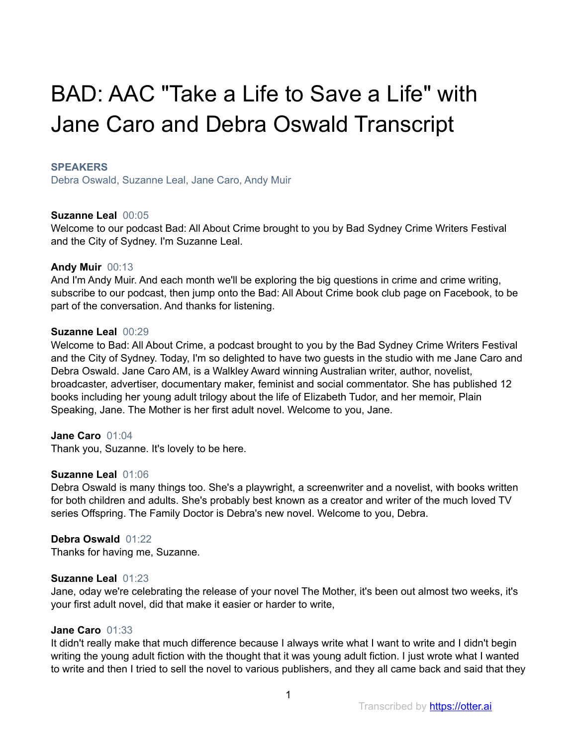# BAD: AAC "Take a Life to Save a Life" with Jane Caro and Debra Oswald Transcript

**SPEAKERS**

Debra Oswald, Suzanne Leal, Jane Caro, Andy Muir

**Suzanne Leal** 00:05

Welcome to our podcast Bad: All About Crime brought to you by Bad Sydney Crime Writers Festival and the City of Sydney. I'm Suzanne Leal.

**Andy Muir** 00:13

And I'm Andy Muir. And each month we'll be exploring the big questions in crime and crime writing, subscribe to our podcast, then jump onto the Bad: All About Crime book club page on Facebook, to be part of the conversation. And thanks for listening.

**Suzanne Leal** 00:29

Welcome to Bad: All About Crime, a podcast brought to you by the Bad Sydney Crime Writers Festival and the City of Sydney. Today, I'm so delighted to have two guests in the studio with me Jane Caro and Debra Oswald. Jane Caro AM, is a Walkley Award winning Australian writer, author, novelist, broadcaster, advertiser, documentary maker, feminist and social commentator. She has published 12 books including her young adult trilogy about the life of Elizabeth Tudor, and her memoir, Plain Speaking, Jane. The Mother is her first adult novel. Welcome to you, Jane.

**Jane Caro** 01:04

Thank you, Suzanne. It's lovely to be here.

**Suzanne Leal** 01:06

Debra Oswald is many things too. She's a playwright, a screenwriter and a novelist, with books written for both children and adults. She's probably best known as a creator and writer of the much loved TV series Offspring. The Family Doctor is Debra's new novel. Welcome to you, Debra.

**Debra Oswald** 01:22

Thanks for having me, Suzanne.

**Suzanne Leal** 01:23

Jane, oday we're celebrating the release of your novel The Mother, it's been out almost two weeks, it's your first adult novel, did that make it easier or harder to write,

**Jane Caro** 01:33

It didn't really make that much difference because I always write what I want to write and I didn't begin writing the young adult fiction with the thought that it was young adult fiction. I just wrote what I wanted to write and then I tried to sell the novel to various publishers, and they all came back and said that they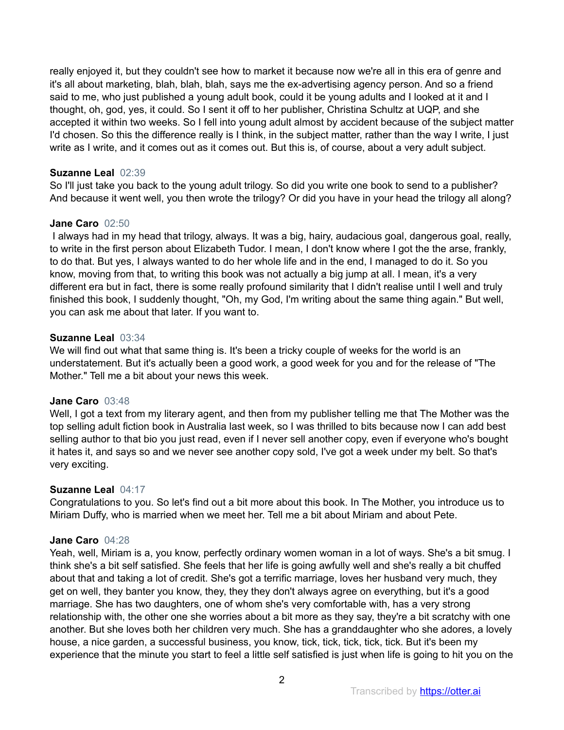really enjoyed it, but they couldn't see how to market it because now we're all in this era of genre and it's all about marketing, blah, blah, blah, says me the ex-advertising agency person. And so a friend said to me, who just published a young adult book, could it be young adults and I looked at it and I thought, oh, god, yes, it could. So I sent it off to her publisher, Christina Schultz at UQP, and she accepted it within two weeks. So I fell into young adult almost by accident because of the subject matter I'd chosen. So this the difference really is I think, in the subject matter, rather than the way I write, I just write as I write, and it comes out as it comes out. But this is, of course, about a very adult subject.

**Suzanne Leal** 02:39
So I'll just take you back to the young adult trilogy. So did you write one book to send to a publisher? And because it went well, you then wrote the trilogy? Or did you have in your head the trilogy all along?

**Jane Caro** 02:50
I always had in my head that trilogy, always. It was a big, hairy, audacious goal, dangerous goal, really, to write in the first person about Elizabeth Tudor. I mean, I don't know where I got the the arse, frankly, to do that. But yes, I always wanted to do her whole life and in the end, I managed to do it. So you know, moving from that, to writing this book was not actually a big jump at all. I mean, it's a very different era but in fact, there is some really profound similarity that I didn't realise until I well and truly finished this book, I suddenly thought, "Oh, my God, I'm writing about the same thing again." But well, you can ask me about that later. If you want to.

**Suzanne Leal** 03:34
We will find out what that same thing is. It's been a tricky couple of weeks for the world is an understatement. But it's actually been a good work, a good week for you and for the release of "The Mother." Tell me a bit about your news this week.

**Jane Caro** 03:48
Well, I got a text from my literary agent, and then from my publisher telling me that The Mother was the top selling adult fiction book in Australia last week, so I was thrilled to bits because now I can add best selling author to that bio you just read, even if I never sell another copy, even if everyone who's bought it hates it, and says so and we never see another copy sold, I've got a week under my belt. So that's very exciting.

**Suzanne Leal** 04:17
Congratulations to you. So let's find out a bit more about this book. In The Mother, you introduce us to Miriam Duffy, who is married when we meet her. Tell me a bit about Miriam and about Pete.

**Jane Caro** 04:28
Yeah, well, Miriam is a, you know, perfectly ordinary women woman in a lot of ways. She's a bit smug. I think she's a bit self satisfied. She feels that her life is going awfully well and she's really a bit chuffed about that and taking a lot of credit. She's got a terrific marriage, loves her husband very much, they get on well, they banter you know, they, they they don't always agree on everything, but it's a good marriage. She has two daughters, one of whom she's very comfortable with, has a very strong relationship with, the other one she worries about a bit more as they say, they're a bit scratchy with one another. But she loves both her children very much. She has a granddaughter who she adores, a lovely house, a nice garden, a successful business, you know, tick, tick, tick, tick, tick. But it's been my experience that the minute you start to feel a little self satisfied is just when life is going to hit you on the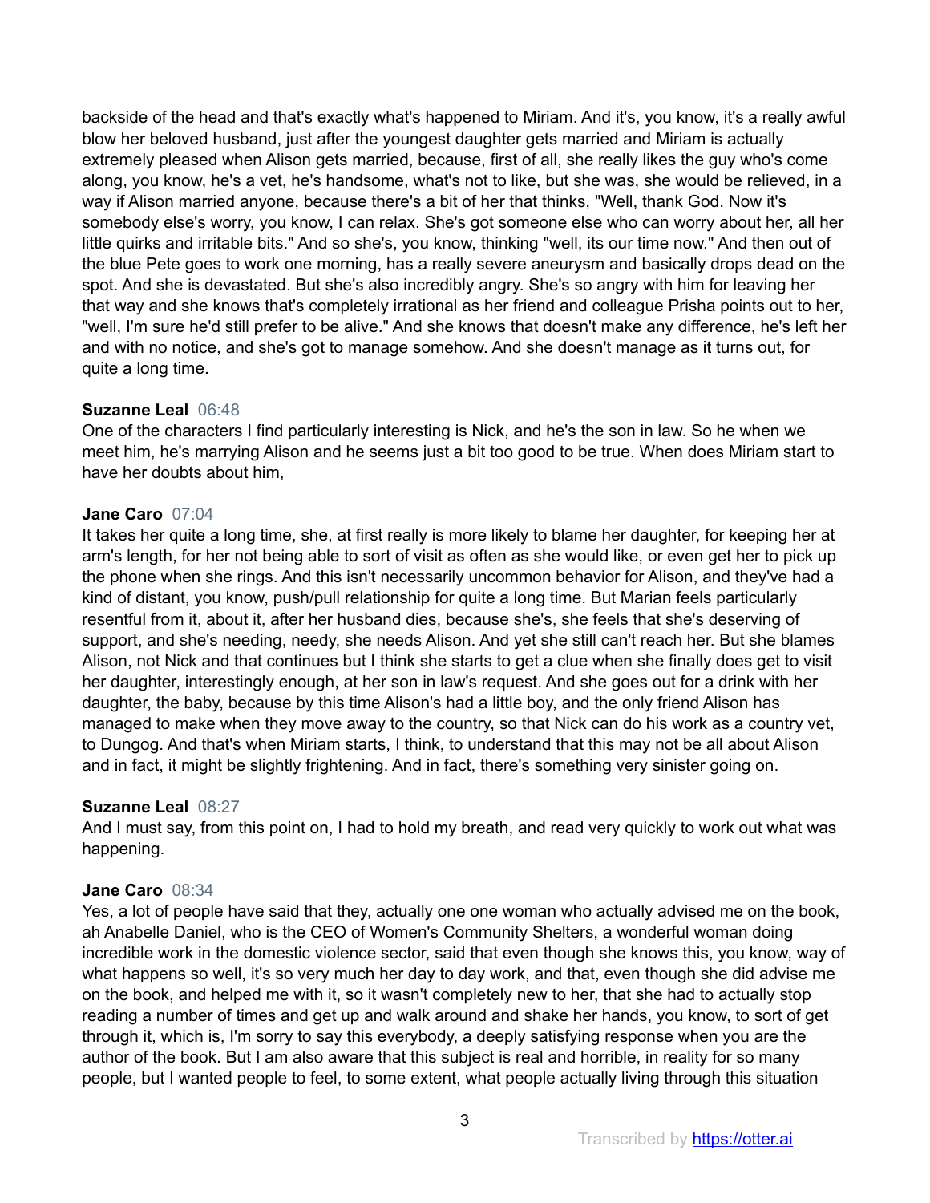backside of the head and that's exactly what's happened to Miriam. And it's, you know, it's a really awful blow her beloved husband, just after the youngest daughter gets married and Miriam is actually extremely pleased when Alison gets married, because, first of all, she really likes the guy who's come along, you know, he's a vet, he's handsome, what's not to like, but she was, she would be relieved, in a way if Alison married anyone, because there's a bit of her that thinks, "Well, thank God. Now it's somebody else's worry, you know, I can relax. She's got someone else who can worry about her, all her little quirks and irritable bits." And so she's, you know, thinking "well, its our time now." And then out of the blue Pete goes to work one morning, has a really severe aneurysm and basically drops dead on the spot. And she is devastated. But she's also incredibly angry. She's so angry with him for leaving her that way and she knows that's completely irrational as her friend and colleague Prisha points out to her, "well, I'm sure he'd still prefer to be alive." And she knows that doesn't make any difference, he's left her and with no notice, and she's got to manage somehow. And she doesn't manage as it turns out, for quite a long time.

**Suzanne Leal** 06:48
One of the characters I find particularly interesting is Nick, and he's the son in law. So he when we meet him, he's marrying Alison and he seems just a bit too good to be true. When does Miriam start to have her doubts about him,

**Jane Caro** 07:04
It takes her quite a long time, she, at first really is more likely to blame her daughter, for keeping her at arm's length, for her not being able to sort of visit as often as she would like, or even get her to pick up the phone when she rings. And this isn't necessarily uncommon behavior for Alison, and they've had a kind of distant, you know, push/pull relationship for quite a long time. But Marian feels particularly resentful from it, about it, after her husband dies, because she's, she feels that she's deserving of support, and she's needing, needy, she needs Alison. And yet she still can't reach her. But she blames Alison, not Nick and that continues but I think she starts to get a clue when she finally does get to visit her daughter, interestingly enough, at her son in law's request. And she goes out for a drink with her daughter, the baby, because by this time Alison's had a little boy, and the only friend Alison has managed to make when they move away to the country, so that Nick can do his work as a country vet, to Dungog. And that's when Miriam starts, I think, to understand that this may not be all about Alison and in fact, it might be slightly frightening. And in fact, there's something very sinister going on.

**Suzanne Leal** 08:27
And I must say, from this point on, I had to hold my breath, and read very quickly to work out what was happening.

**Jane Caro** 08:34
Yes, a lot of people have said that they, actually one one woman who actually advised me on the book, ah Anabelle Daniel, who is the CEO of Women's Community Shelters, a wonderful woman doing incredible work in the domestic violence sector, said that even though she knows this, you know, way of what happens so well, it's so very much her day to day work, and that, even though she did advise me on the book, and helped me with it, so it wasn't completely new to her, that she had to actually stop reading a number of times and get up and walk around and shake her hands, you know, to sort of get through it, which is, I'm sorry to say this everybody, a deeply satisfying response when you are the author of the book. But I am also aware that this subject is real and horrible, in reality for so many people, but I wanted people to feel, to some extent, what people actually living through this situation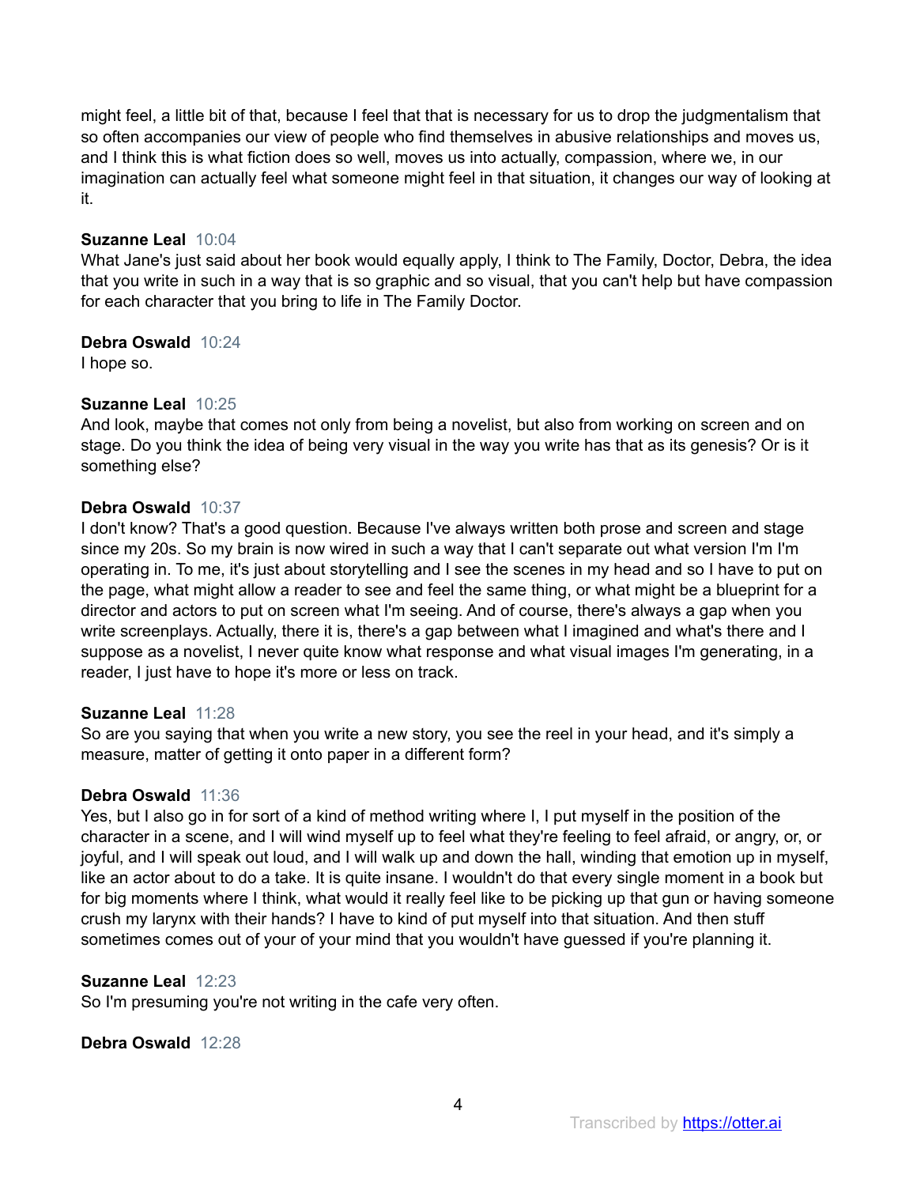might feel, a little bit of that, because I feel that that is necessary for us to drop the judgmentalism that so often accompanies our view of people who find themselves in abusive relationships and moves us, and I think this is what fiction does so well, moves us into actually, compassion, where we, in our imagination can actually feel what someone might feel in that situation, it changes our way of looking at it.

**Suzanne Leal** 10:04
What Jane's just said about her book would equally apply, I think to The Family, Doctor, Debra, the idea that you write in such in a way that is so graphic and so visual, that you can't help but have compassion for each character that you bring to life in The Family Doctor.

**Debra Oswald** 10:24
I hope so.

**Suzanne Leal** 10:25
And look, maybe that comes not only from being a novelist, but also from working on screen and on stage. Do you think the idea of being very visual in the way you write has that as its genesis? Or is it something else?

**Debra Oswald** 10:37
I don't know? That's a good question. Because I've always written both prose and screen and stage since my 20s. So my brain is now wired in such a way that I can't separate out what version I'm I'm operating in. To me, it's just about storytelling and I see the scenes in my head and so I have to put on the page, what might allow a reader to see and feel the same thing, or what might be a blueprint for a director and actors to put on screen what I'm seeing. And of course, there's always a gap when you write screenplays. Actually, there it is, there's a gap between what I imagined and what's there and I suppose as a novelist, I never quite know what response and what visual images I'm generating, in a reader, I just have to hope it's more or less on track.

**Suzanne Leal** 11:28
So are you saying that when you write a new story, you see the reel in your head, and it's simply a measure, matter of getting it onto paper in a different form?

**Debra Oswald** 11:36
Yes, but I also go in for sort of a kind of method writing where I, I put myself in the position of the character in a scene, and I will wind myself up to feel what they're feeling to feel afraid, or angry, or, or joyful, and I will speak out loud, and I will walk up and down the hall, winding that emotion up in myself, like an actor about to do a take. It is quite insane. I wouldn't do that every single moment in a book but for big moments where I think, what would it really feel like to be picking up that gun or having someone crush my larynx with their hands? I have to kind of put myself into that situation. And then stuff sometimes comes out of your of your mind that you wouldn't have guessed if you're planning it.

**Suzanne Leal** 12:23
So I'm presuming you're not writing in the cafe very often.

**Debra Oswald** 12:28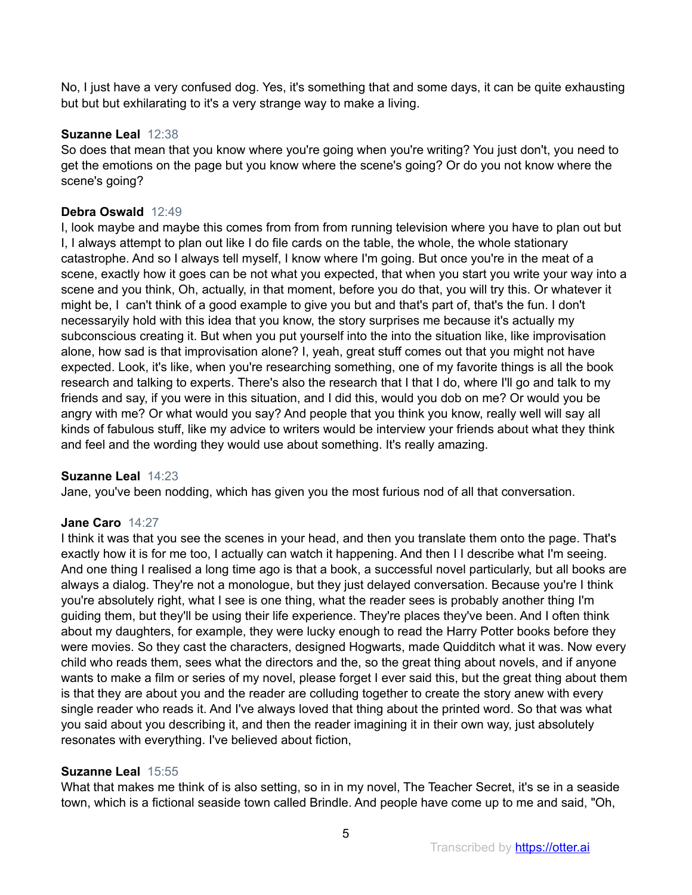No, I just have a very confused dog. Yes, it's something that and some days, it can be quite exhausting but but but exhilarating to it's a very strange way to make a living.

**Suzanne Leal** 12:38
So does that mean that you know where you're going when you're writing? You just don't, you need to get the emotions on the page but you know where the scene's going? Or do you not know where the scene's going?

**Debra Oswald** 12:49
I, look maybe and maybe this comes from from from running television where you have to plan out but I, I always attempt to plan out like I do file cards on the table, the whole, the whole stationary catastrophe. And so I always tell myself, I know where I'm going. But once you're in the meat of a scene, exactly how it goes can be not what you expected, that when you start you write your way into a scene and you think, Oh, actually, in that moment, before you do that, you will try this. Or whatever it might be, I can't think of a good example to give you but and that's part of, that's the fun. I don't necessaryily hold with this idea that you know, the story surprises me because it's actually my subconscious creating it. But when you put yourself into the into the situation like, like improvisation alone, how sad is that improvisation alone? I, yeah, great stuff comes out that you might not have expected. Look, it's like, when you're researching something, one of my favorite things is all the book research and talking to experts. There's also the research that I that I do, where I'll go and talk to my friends and say, if you were in this situation, and I did this, would you dob on me? Or would you be angry with me? Or what would you say? And people that you think you know, really well will say all kinds of fabulous stuff, like my advice to writers would be interview your friends about what they think and feel and the wording they would use about something. It's really amazing.

**Suzanne Leal** 14:23
Jane, you've been nodding, which has given you the most furious nod of all that conversation.

**Jane Caro** 14:27
I think it was that you see the scenes in your head, and then you translate them onto the page. That's exactly how it is for me too, I actually can watch it happening. And then I I describe what I'm seeing. And one thing I realised a long time ago is that a book, a successful novel particularly, but all books are always a dialog. They're not a monologue, but they just delayed conversation. Because you're I think you're absolutely right, what I see is one thing, what the reader sees is probably another thing I'm guiding them, but they'll be using their life experience. They're places they've been. And I often think about my daughters, for example, they were lucky enough to read the Harry Potter books before they were movies. So they cast the characters, designed Hogwarts, made Quidditch what it was. Now every child who reads them, sees what the directors and the, so the great thing about novels, and if anyone wants to make a film or series of my novel, please forget I ever said this, but the great thing about them is that they are about you and the reader are colluding together to create the story anew with every single reader who reads it. And I've always loved that thing about the printed word. So that was what you said about you describing it, and then the reader imagining it in their own way, just absolutely resonates with everything. I've believed about fiction,

**Suzanne Leal** 15:55
What that makes me think of is also setting, so in in my novel, The Teacher Secret, it's se in a seaside town, which is a fictional seaside town called Brindle. And people have come up to me and said, "Oh,

Transcribed by https://otter.ai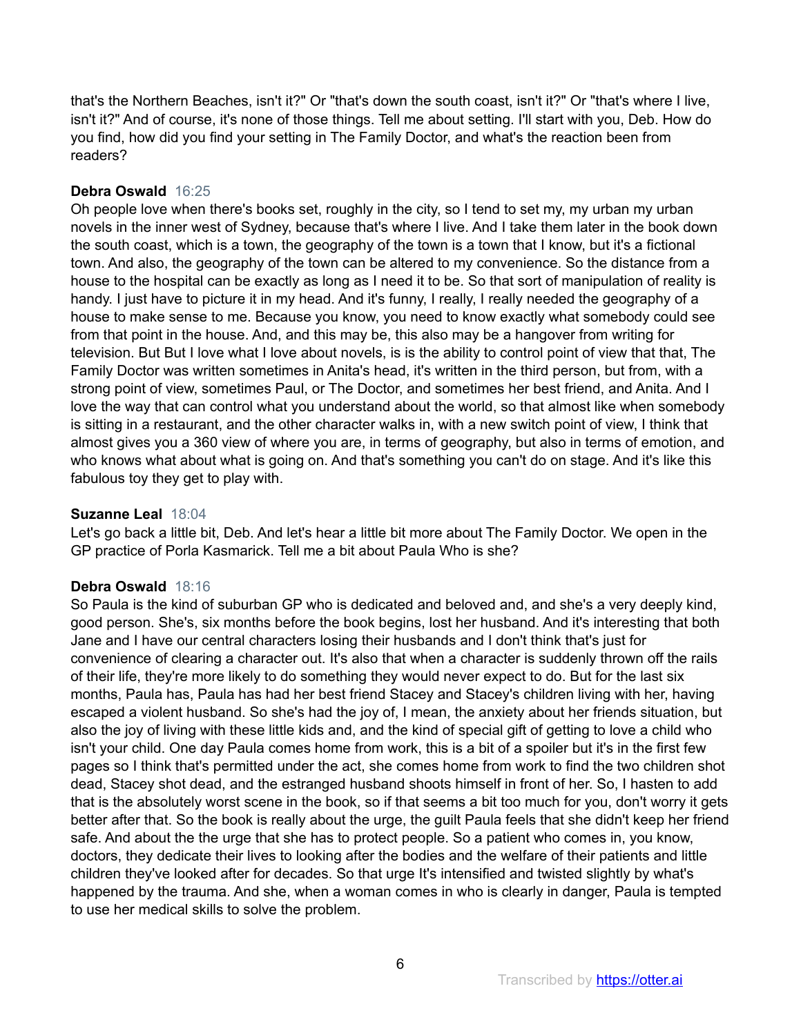that's the Northern Beaches, isn't it?" Or "that's down the south coast, isn't it?" Or "that's where I live, isn't it?" And of course, it's none of those things. Tell me about setting. I'll start with you, Deb. How do you find, how did you find your setting in The Family Doctor, and what's the reaction been from readers?

**Debra Oswald** 16:25
Oh people love when there's books set, roughly in the city, so I tend to set my, my urban my urban novels in the inner west of Sydney, because that's where I live. And I take them later in the book down the south coast, which is a town, the geography of the town is a town that I know, but it's a fictional town. And also, the geography of the town can be altered to my convenience. So the distance from a house to the hospital can be exactly as long as I need it to be. So that sort of manipulation of reality is handy. I just have to picture it in my head. And it's funny, I really, I really needed the geography of a house to make sense to me. Because you know, you need to know exactly what somebody could see from that point in the house. And, and this may be, this also may be a hangover from writing for television. But But I love what I love about novels, is is the ability to control point of view that that, The Family Doctor was written sometimes in Anita's head, it's written in the third person, but from, with a strong point of view, sometimes Paul, or The Doctor, and sometimes her best friend, and Anita. And I love the way that can control what you understand about the world, so that almost like when somebody is sitting in a restaurant, and the other character walks in, with a new switch point of view, I think that almost gives you a 360 view of where you are, in terms of geography, but also in terms of emotion, and who knows what about what is going on. And that's something you can't do on stage. And it's like this fabulous toy they get to play with.

**Suzanne Leal** 18:04
Let's go back a little bit, Deb. And let's hear a little bit more about The Family Doctor. We open in the GP practice of Porla Kasmarick. Tell me a bit about Paula Who is she?

**Debra Oswald** 18:16
So Paula is the kind of suburban GP who is dedicated and beloved and, and she's a very deeply kind, good person. She's, six months before the book begins, lost her husband. And it's interesting that both Jane and I have our central characters losing their husbands and I don't think that's just for convenience of clearing a character out. It's also that when a character is suddenly thrown off the rails of their life, they're more likely to do something they would never expect to do. But for the last six months, Paula has, Paula has had her best friend Stacey and Stacey's children living with her, having escaped a violent husband. So she's had the joy of, I mean, the anxiety about her friends situation, but also the joy of living with these little kids and, and the kind of special gift of getting to love a child who isn't your child. One day Paula comes home from work, this is a bit of a spoiler but it's in the first few pages so I think that's permitted under the act, she comes home from work to find the two children shot dead, Stacey shot dead, and the estranged husband shoots himself in front of her. So, I hasten to add that is the absolutely worst scene in the book, so if that seems a bit too much for you, don't worry it gets better after that. So the book is really about the urge, the guilt Paula feels that she didn't keep her friend safe. And about the the urge that she has to protect people. So a patient who comes in, you know, doctors, they dedicate their lives to looking after the bodies and the welfare of their patients and little children they've looked after for decades. So that urge It's intensified and twisted slightly by what's happened by the trauma. And she, when a woman comes in who is clearly in danger, Paula is tempted to use her medical skills to solve the problem.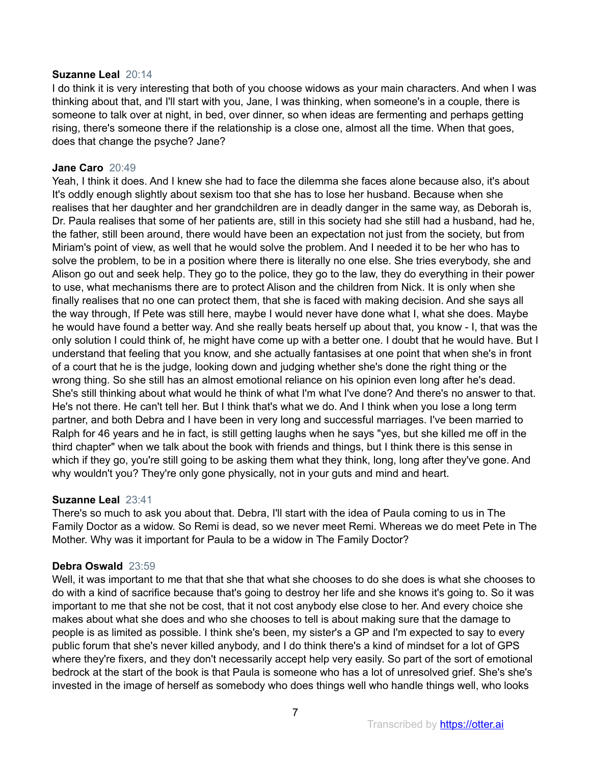**Suzanne Leal** 20:14
I do think it is very interesting that both of you choose widows as your main characters. And when I was thinking about that, and I'll start with you, Jane, I was thinking, when someone's in a couple, there is someone to talk over at night, in bed, over dinner, so when ideas are fermenting and perhaps getting rising, there's someone there if the relationship is a close one, almost all the time. When that goes, does that change the psyche? Jane?

**Jane Caro** 20:49
Yeah, I think it does. And I knew she had to face the dilemma she faces alone because also, it's about It's oddly enough slightly about sexism too that she has to lose her husband. Because when she realises that her daughter and her grandchildren are in deadly danger in the same way, as Deborah is, Dr. Paula realises that some of her patients are, still in this society had she still had a husband, had he, the father, still been around, there would have been an expectation not just from the society, but from Miriam's point of view, as well that he would solve the problem. And I needed it to be her who has to solve the problem, to be in a position where there is literally no one else. She tries everybody, she and Alison go out and seek help. They go to the police, they go to the law, they do everything in their power to use, what mechanisms there are to protect Alison and the children from Nick. It is only when she finally realises that no one can protect them, that she is faced with making decision. And she says all the way through, If Pete was still here, maybe I would never have done what I, what she does. Maybe he would have found a better way. And she really beats herself up about that, you know - I, that was the only solution I could think of, he might have come up with a better one. I doubt that he would have. But I understand that feeling that you know, and she actually fantasises at one point that when she's in front of a court that he is the judge, looking down and judging whether she's done the right thing or the wrong thing. So she still has an almost emotional reliance on his opinion even long after he's dead. She's still thinking about what would he think of what I'm what I've done? And there's no answer to that. He's not there. He can't tell her. But I think that's what we do. And I think when you lose a long term partner, and both Debra and I have been in very long and successful marriages. I've been married to Ralph for 46 years and he in fact, is still getting laughs when he says "yes, but she killed me off in the third chapter" when we talk about the book with friends and things, but I think there is this sense in which if they go, you're still going to be asking them what they think, long, long after they've gone. And why wouldn't you? They're only gone physically, not in your guts and mind and heart.

**Suzanne Leal** 23:41
There's so much to ask you about that. Debra, I'll start with the idea of Paula coming to us in The Family Doctor as a widow. So Remi is dead, so we never meet Remi. Whereas we do meet Pete in The Mother. Why was it important for Paula to be a widow in The Family Doctor?

**Debra Oswald** 23:59
Well, it was important to me that that she that what she chooses to do she does is what she chooses to do with a kind of sacrifice because that's going to destroy her life and she knows it's going to. So it was important to me that she not be cost, that it not cost anybody else close to her. And every choice she makes about what she does and who she chooses to tell is about making sure that the damage to people is as limited as possible. I think she's been, my sister's a GP and I'm expected to say to every public forum that she's never killed anybody, and I do think there's a kind of mindset for a lot of GPS where they're fixers, and they don't necessarily accept help very easily. So part of the sort of emotional bedrock at the start of the book is that Paula is someone who has a lot of unresolved grief. She's she's invested in the image of herself as somebody who does things well who handle things well, who looks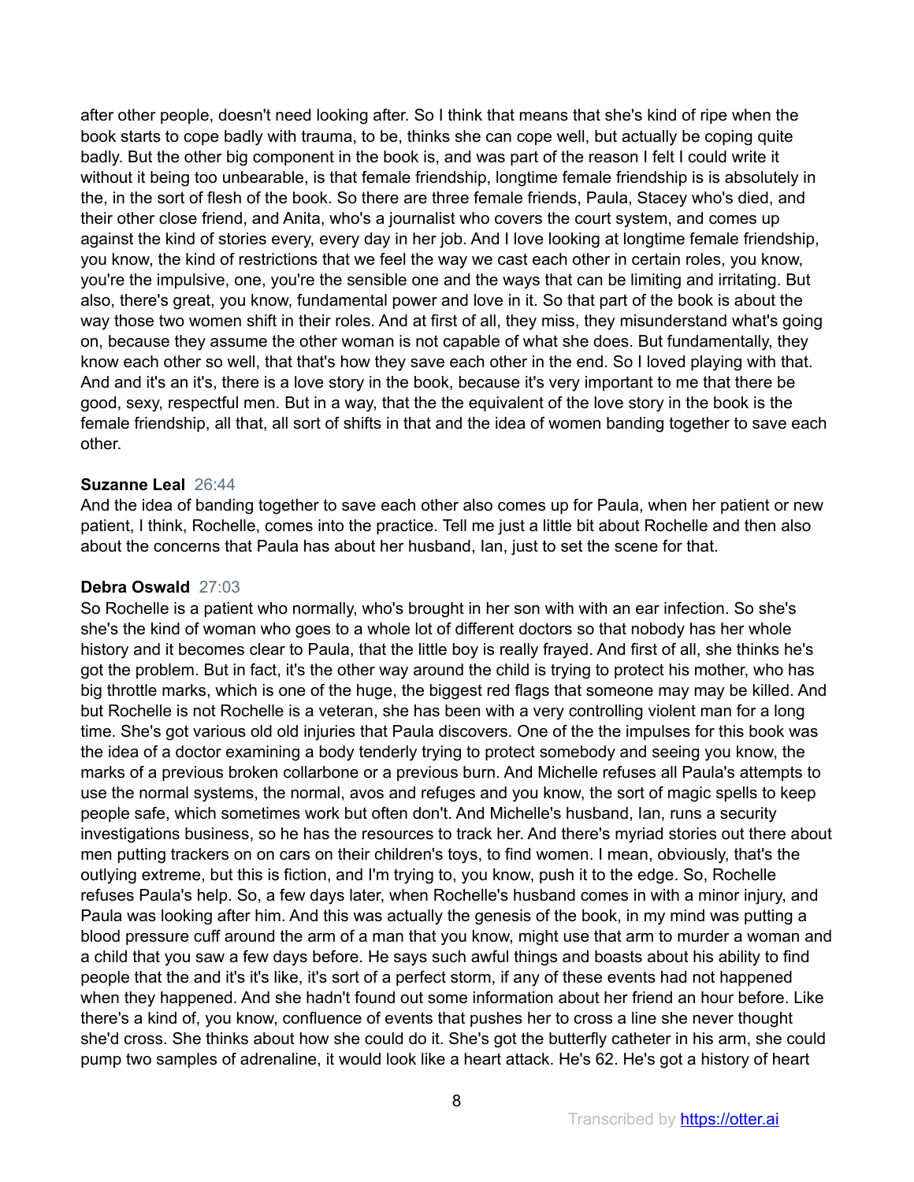after other people, doesn't need looking after. So I think that means that she's kind of ripe when the book starts to cope badly with trauma, to be, thinks she can cope well, but actually be coping quite badly. But the other big component in the book is, and was part of the reason I felt I could write it without it being too unbearable, is that female friendship, longtime female friendship is is absolutely in the, in the sort of flesh of the book. So there are three female friends, Paula, Stacey who's died, and their other close friend, and Anita, who's a journalist who covers the court system, and comes up against the kind of stories every, every day in her job. And I love looking at longtime female friendship, you know, the kind of restrictions that we feel the way we cast each other in certain roles, you know, you're the impulsive, one, you're the sensible one and the ways that can be limiting and irritating. But also, there's great, you know, fundamental power and love in it. So that part of the book is about the way those two women shift in their roles. And at first of all, they miss, they misunderstand what's going on, because they assume the other woman is not capable of what she does. But fundamentally, they know each other so well, that that's how they save each other in the end. So I loved playing with that. And and it's an it's, there is a love story in the book, because it's very important to me that there be good, sexy, respectful men. But in a way, that the the equivalent of the love story in the book is the female friendship, all that, all sort of shifts in that and the idea of women banding together to save each other.

**Suzanne Leal** 26:44
And the idea of banding together to save each other also comes up for Paula, when her patient or new patient, I think, Rochelle, comes into the practice. Tell me just a little bit about Rochelle and then also about the concerns that Paula has about her husband, Ian, just to set the scene for that.

**Debra Oswald** 27:03
So Rochelle is a patient who normally, who's brought in her son with with an ear infection. So she's she's the kind of woman who goes to a whole lot of different doctors so that nobody has her whole history and it becomes clear to Paula, that the little boy is really frayed. And first of all, she thinks he's got the problem. But in fact, it's the other way around the child is trying to protect his mother, who has big throttle marks, which is one of the huge, the biggest red flags that someone may may be killed. And but Rochelle is not Rochelle is a veteran, she has been with a very controlling violent man for a long time. She's got various old old injuries that Paula discovers. One of the the impulses for this book was the idea of a doctor examining a body tenderly trying to protect somebody and seeing you know, the marks of a previous broken collarbone or a previous burn. And Michelle refuses all Paula's attempts to use the normal systems, the normal, avos and refuges and you know, the sort of magic spells to keep people safe, which sometimes work but often don't. And Michelle's husband, Ian, runs a security investigations business, so he has the resources to track her. And there's myriad stories out there about men putting trackers on on cars on their children's toys, to find women. I mean, obviously, that's the outlying extreme, but this is fiction, and I'm trying to, you know, push it to the edge. So, Rochelle refuses Paula's help. So, a few days later, when Rochelle's husband comes in with a minor injury, and Paula was looking after him. And this was actually the genesis of the book, in my mind was putting a blood pressure cuff around the arm of a man that you know, might use that arm to murder a woman and a child that you saw a few days before. He says such awful things and boasts about his ability to find people that the and it's it's like, it's sort of a perfect storm, if any of these events had not happened when they happened. And she hadn't found out some information about her friend an hour before. Like there's a kind of, you know, confluence of events that pushes her to cross a line she never thought she'd cross. She thinks about how she could do it. She's got the butterfly catheter in his arm, she could pump two samples of adrenaline, it would look like a heart attack. He's 62. He's got a history of heart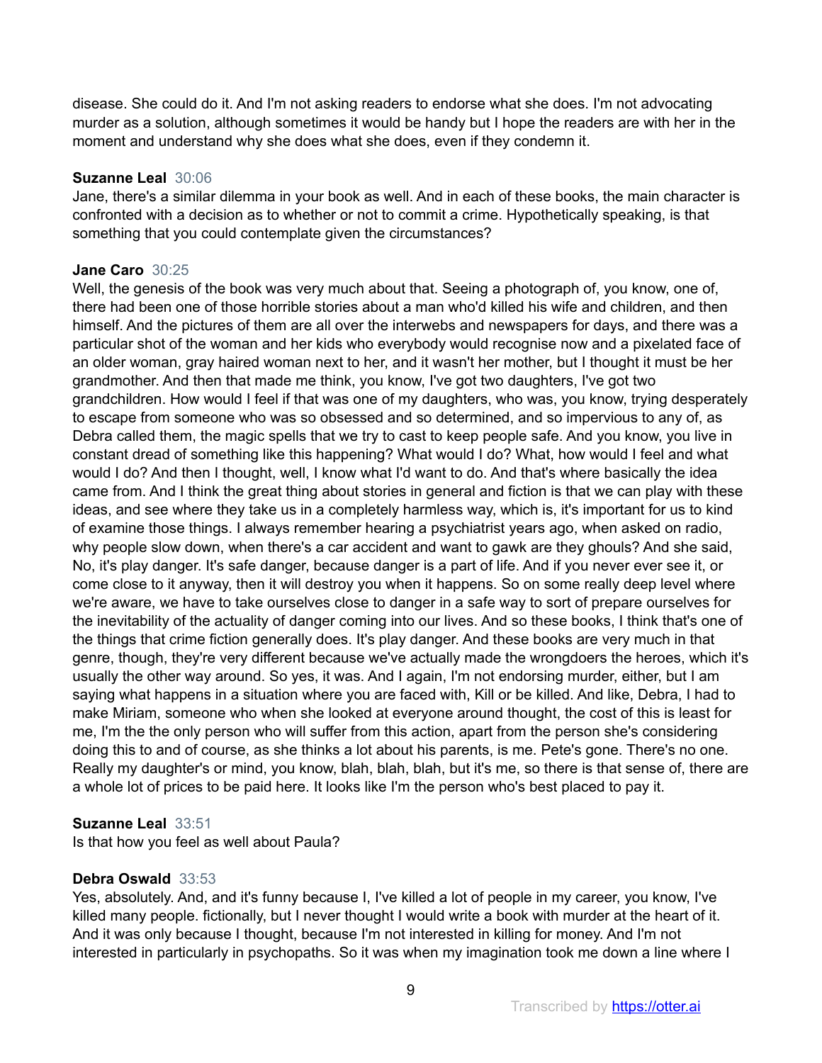disease. She could do it. And I'm not asking readers to endorse what she does. I'm not advocating murder as a solution, although sometimes it would be handy but I hope the readers are with her in the moment and understand why she does what she does, even if they condemn it.

**Suzanne Leal** 30:06
Jane, there's a similar dilemma in your book as well. And in each of these books, the main character is confronted with a decision as to whether or not to commit a crime. Hypothetically speaking, is that something that you could contemplate given the circumstances?

**Jane Caro** 30:25
Well, the genesis of the book was very much about that. Seeing a photograph of, you know, one of, there had been one of those horrible stories about a man who'd killed his wife and children, and then himself. And the pictures of them are all over the interwebs and newspapers for days, and there was a particular shot of the woman and her kids who everybody would recognise now and a pixelated face of an older woman, gray haired woman next to her, and it wasn't her mother, but I thought it must be her grandmother. And then that made me think, you know, I've got two daughters, I've got two grandchildren. How would I feel if that was one of my daughters, who was, you know, trying desperately to escape from someone who was so obsessed and so determined, and so impervious to any of, as Debra called them, the magic spells that we try to cast to keep people safe. And you know, you live in constant dread of something like this happening? What would I do? What, how would I feel and what would I do? And then I thought, well, I know what I'd want to do. And that's where basically the idea came from. And I think the great thing about stories in general and fiction is that we can play with these ideas, and see where they take us in a completely harmless way, which is, it's important for us to kind of examine those things. I always remember hearing a psychiatrist years ago, when asked on radio, why people slow down, when there's a car accident and want to gawk are they ghouls? And she said, No, it's play danger. It's safe danger, because danger is a part of life. And if you never ever see it, or come close to it anyway, then it will destroy you when it happens. So on some really deep level where we're aware, we have to take ourselves close to danger in a safe way to sort of prepare ourselves for the inevitability of the actuality of danger coming into our lives. And so these books, I think that's one of the things that crime fiction generally does. It's play danger. And these books are very much in that genre, though, they're very different because we've actually made the wrongdoers the heroes, which it's usually the other way around. So yes, it was. And I again, I'm not endorsing murder, either, but I am saying what happens in a situation where you are faced with, Kill or be killed. And like, Debra, I had to make Miriam, someone who when she looked at everyone around thought, the cost of this is least for me, I'm the the only person who will suffer from this action, apart from the person she's considering doing this to and of course, as she thinks a lot about his parents, is me. Pete's gone. There's no one. Really my daughter's or mind, you know, blah, blah, blah, but it's me, so there is that sense of, there are a whole lot of prices to be paid here. It looks like I'm the person who's best placed to pay it.

**Suzanne Leal** 33:51
Is that how you feel as well about Paula?

**Debra Oswald** 33:53
Yes, absolutely. And, and it's funny because I, I've killed a lot of people in my career, you know, I've killed many people. fictionally, but I never thought I would write a book with murder at the heart of it. And it was only because I thought, because I'm not interested in killing for money. And I'm not interested in particularly in psychopaths. So it was when my imagination took me down a line where I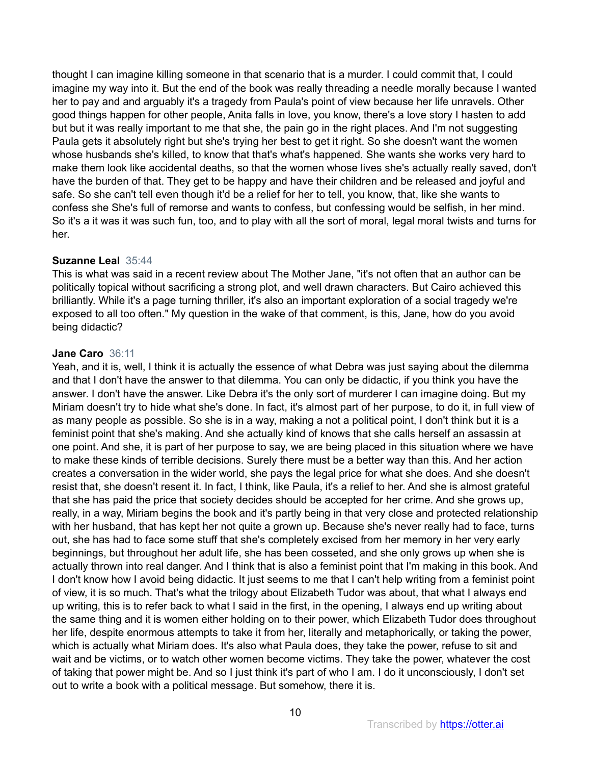thought I can imagine killing someone in that scenario that is a murder. I could commit that, I could imagine my way into it. But the end of the book was really threading a needle morally because I wanted her to pay and and arguably it's a tragedy from Paula's point of view because her life unravels. Other good things happen for other people, Anita falls in love, you know, there's a love story I hasten to add but but it was really important to me that she, the pain go in the right places. And I'm not suggesting Paula gets it absolutely right but she's trying her best to get it right. So she doesn't want the women whose husbands she's killed, to know that that's what's happened. She wants she works very hard to make them look like accidental deaths, so that the women whose lives she's actually really saved, don't have the burden of that. They get to be happy and have their children and be released and joyful and safe. So she can't tell even though it'd be a relief for her to tell, you know, that, like she wants to confess she She's full of remorse and wants to confess, but confessing would be selfish, in her mind. So it's a it was it was such fun, too, and to play with all the sort of moral, legal moral twists and turns for her.

**Suzanne Leal** 35:44
This is what was said in a recent review about The Mother Jane, "it's not often that an author can be politically topical without sacrificing a strong plot, and well drawn characters. But Cairo achieved this brilliantly. While it's a page turning thriller, it's also an important exploration of a social tragedy we're exposed to all too often." My question in the wake of that comment, is this, Jane, how do you avoid being didactic?

**Jane Caro** 36:11
Yeah, and it is, well, I think it is actually the essence of what Debra was just saying about the dilemma and that I don't have the answer to that dilemma. You can only be didactic, if you think you have the answer. I don't have the answer. Like Debra it's the only sort of murderer I can imagine doing. But my Miriam doesn't try to hide what she's done. In fact, it's almost part of her purpose, to do it, in full view of as many people as possible. So she is in a way, making a not a political point, I don't think but it is a feminist point that she's making. And she actually kind of knows that she calls herself an assassin at one point. And she, it is part of her purpose to say, we are being placed in this situation where we have to make these kinds of terrible decisions. Surely there must be a better way than this. And her action creates a conversation in the wider world, she pays the legal price for what she does. And she doesn't resist that, she doesn't resent it. In fact, I think, like Paula, it's a relief to her. And she is almost grateful that she has paid the price that society decides should be accepted for her crime. And she grows up, really, in a way, Miriam begins the book and it's partly being in that very close and protected relationship with her husband, that has kept her not quite a grown up. Because she's never really had to face, turns out, she has had to face some stuff that she's completely excised from her memory in her very early beginnings, but throughout her adult life, she has been cosseted, and she only grows up when she is actually thrown into real danger. And I think that is also a feminist point that I'm making in this book. And I don't know how I avoid being didactic. It just seems to me that I can't help writing from a feminist point of view, it is so much. That's what the trilogy about Elizabeth Tudor was about, that what I always end up writing, this is to refer back to what I said in the first, in the opening, I always end up writing about the same thing and it is women either holding on to their power, which Elizabeth Tudor does throughout her life, despite enormous attempts to take it from her, literally and metaphorically, or taking the power, which is actually what Miriam does. It's also what Paula does, they take the power, refuse to sit and wait and be victims, or to watch other women become victims. They take the power, whatever the cost of taking that power might be. And so I just think it's part of who I am. I do it unconsciously, I don't set out to write a book with a political message. But somehow, there it is.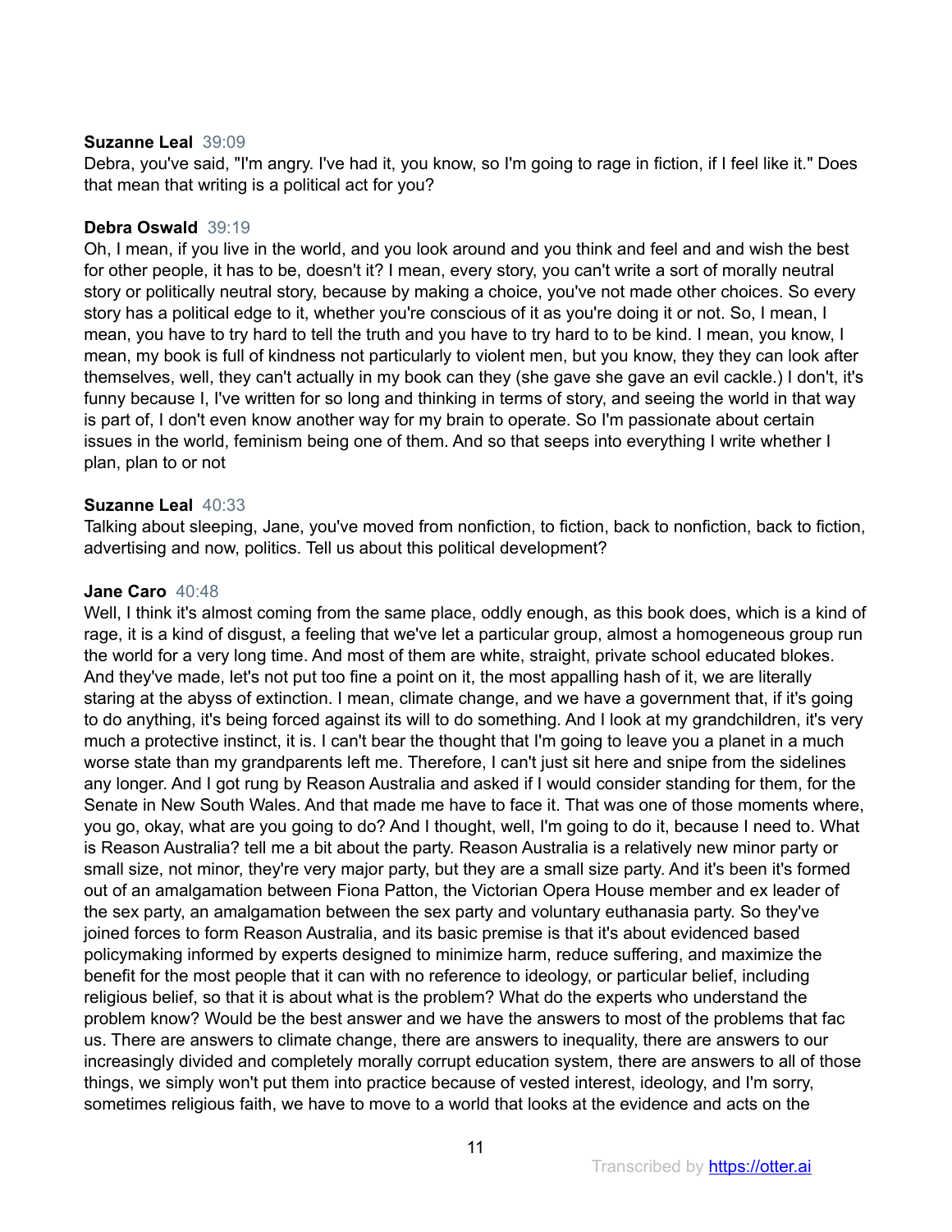**Suzanne Leal** 39:09
Debra, you've said, "I'm angry. I've had it, you know, so I'm going to rage in fiction, if I feel like it." Does that mean that writing is a political act for you?

**Debra Oswald** 39:19
Oh, I mean, if you live in the world, and you look around and you think and feel and and wish the best for other people, it has to be, doesn't it? I mean, every story, you can't write a sort of morally neutral story or politically neutral story, because by making a choice, you've not made other choices. So every story has a political edge to it, whether you're conscious of it as you're doing it or not. So, I mean, I mean, you have to try hard to tell the truth and you have to try hard to to be kind. I mean, you know, I mean, my book is full of kindness not particularly to violent men, but you know, they they can look after themselves, well, they can't actually in my book can they (she gave she gave an evil cackle.) I don't, it's funny because I, I've written for so long and thinking in terms of story, and seeing the world in that way is part of, I don't even know another way for my brain to operate. So I'm passionate about certain issues in the world, feminism being one of them. And so that seeps into everything I write whether I plan, plan to or not

**Suzanne Leal** 40:33
Talking about sleeping, Jane, you've moved from nonfiction, to fiction, back to nonfiction, back to fiction, advertising and now, politics. Tell us about this political development?

**Jane Caro** 40:48
Well, I think it's almost coming from the same place, oddly enough, as this book does, which is a kind of rage, it is a kind of disgust, a feeling that we've let a particular group, almost a homogeneous group run the world for a very long time. And most of them are white, straight, private school educated blokes. And they've made, let's not put too fine a point on it, the most appalling hash of it, we are literally staring at the abyss of extinction. I mean, climate change, and we have a government that, if it's going to do anything, it's being forced against its will to do something. And I look at my grandchildren, it's very much a protective instinct, it is. I can't bear the thought that I'm going to leave you a planet in a much worse state than my grandparents left me. Therefore, I can't just sit here and snipe from the sidelines any longer. And I got rung by Reason Australia and asked if I would consider standing for them, for the Senate in New South Wales. And that made me have to face it. That was one of those moments where, you go, okay, what are you going to do? And I thought, well, I'm going to do it, because I need to. What is Reason Australia? tell me a bit about the party. Reason Australia is a relatively new minor party or small size, not minor, they're very major party, but they are a small size party. And it's been it's formed out of an amalgamation between Fiona Patton, the Victorian Opera House member and ex leader of the sex party, an amalgamation between the sex party and voluntary euthanasia party. So they've joined forces to form Reason Australia, and its basic premise is that it's about evidenced based policymaking informed by experts designed to minimize harm, reduce suffering, and maximize the benefit for the most people that it can with no reference to ideology, or particular belief, including religious belief, so that it is about what is the problem? What do the experts who understand the problem know? Would be the best answer and we have the answers to most of the problems that fac us. There are answers to climate change, there are answers to inequality, there are answers to our increasingly divided and completely morally corrupt education system, there are answers to all of those things, we simply won't put them into practice because of vested interest, ideology, and I'm sorry, sometimes religious faith, we have to move to a world that looks at the evidence and acts on the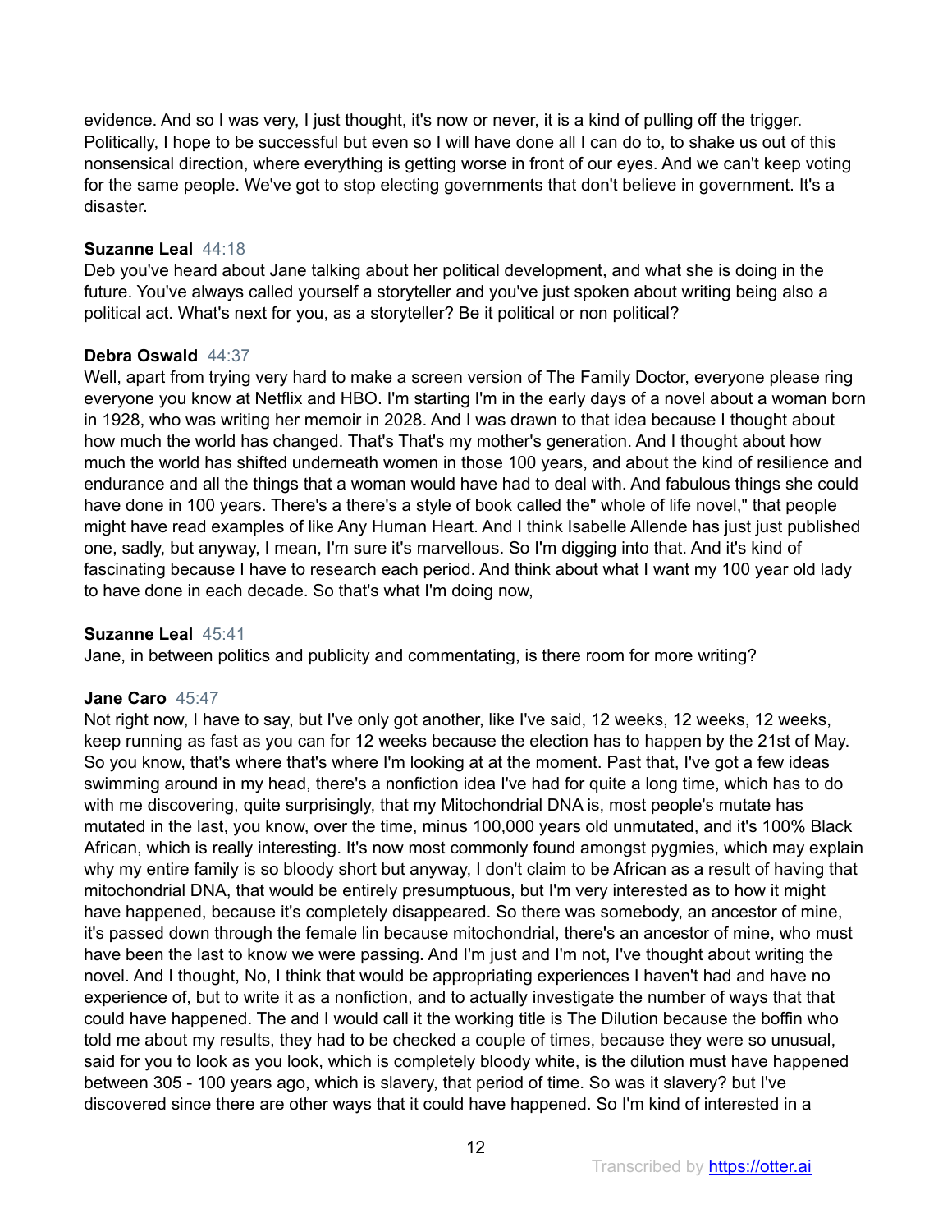evidence. And so I was very, I just thought, it's now or never, it is a kind of pulling off the trigger. Politically, I hope to be successful but even so I will have done all I can do to, to shake us out of this nonsensical direction, where everything is getting worse in front of our eyes. And we can't keep voting for the same people. We've got to stop electing governments that don't believe in government. It's a disaster.

**Suzanne Leal** 44:18
Deb you've heard about Jane talking about her political development, and what she is doing in the future. You've always called yourself a storyteller and you've just spoken about writing being also a political act. What's next for you, as a storyteller? Be it political or non political?

**Debra Oswald** 44:37
Well, apart from trying very hard to make a screen version of The Family Doctor, everyone please ring everyone you know at Netflix and HBO. I'm starting I'm in the early days of a novel about a woman born in 1928, who was writing her memoir in 2028. And I was drawn to that idea because I thought about how much the world has changed. That's That's my mother's generation. And I thought about how much the world has shifted underneath women in those 100 years, and about the kind of resilience and endurance and all the things that a woman would have had to deal with. And fabulous things she could have done in 100 years. There's a there's a style of book called the" whole of life novel," that people might have read examples of like Any Human Heart. And I think Isabelle Allende has just just published one, sadly, but anyway, I mean, I'm sure it's marvellous. So I'm digging into that. And it's kind of fascinating because I have to research each period. And think about what I want my 100 year old lady to have done in each decade. So that's what I'm doing now,

**Suzanne Leal** 45:41
Jane, in between politics and publicity and commentating, is there room for more writing?

**Jane Caro** 45:47
Not right now, I have to say, but I've only got another, like I've said, 12 weeks, 12 weeks, 12 weeks, keep running as fast as you can for 12 weeks because the election has to happen by the 21st of May. So you know, that's where that's where I'm looking at at the moment. Past that, I've got a few ideas swimming around in my head, there's a nonfiction idea I've had for quite a long time, which has to do with me discovering, quite surprisingly, that my Mitochondrial DNA is, most people's mutate has mutated in the last, you know, over the time, minus 100,000 years old unmutated, and it's 100% Black African, which is really interesting. It's now most commonly found amongst pygmies, which may explain why my entire family is so bloody short but anyway, I don't claim to be African as a result of having that mitochondrial DNA, that would be entirely presumptuous, but I'm very interested as to how it might have happened, because it's completely disappeared. So there was somebody, an ancestor of mine, it's passed down through the female lin because mitochondrial, there's an ancestor of mine, who must have been the last to know we were passing. And I'm just and I'm not, I've thought about writing the novel. And I thought, No, I think that would be appropriating experiences I haven't had and have no experience of, but to write it as a nonfiction, and to actually investigate the number of ways that that could have happened. The and I would call it the working title is The Dilution because the boffin who told me about my results, they had to be checked a couple of times, because they were so unusual, said for you to look as you look, which is completely bloody white, is the dilution must have happened between 305 - 100 years ago, which is slavery, that period of time. So was it slavery? but I've discovered since there are other ways that it could have happened. So I'm kind of interested in a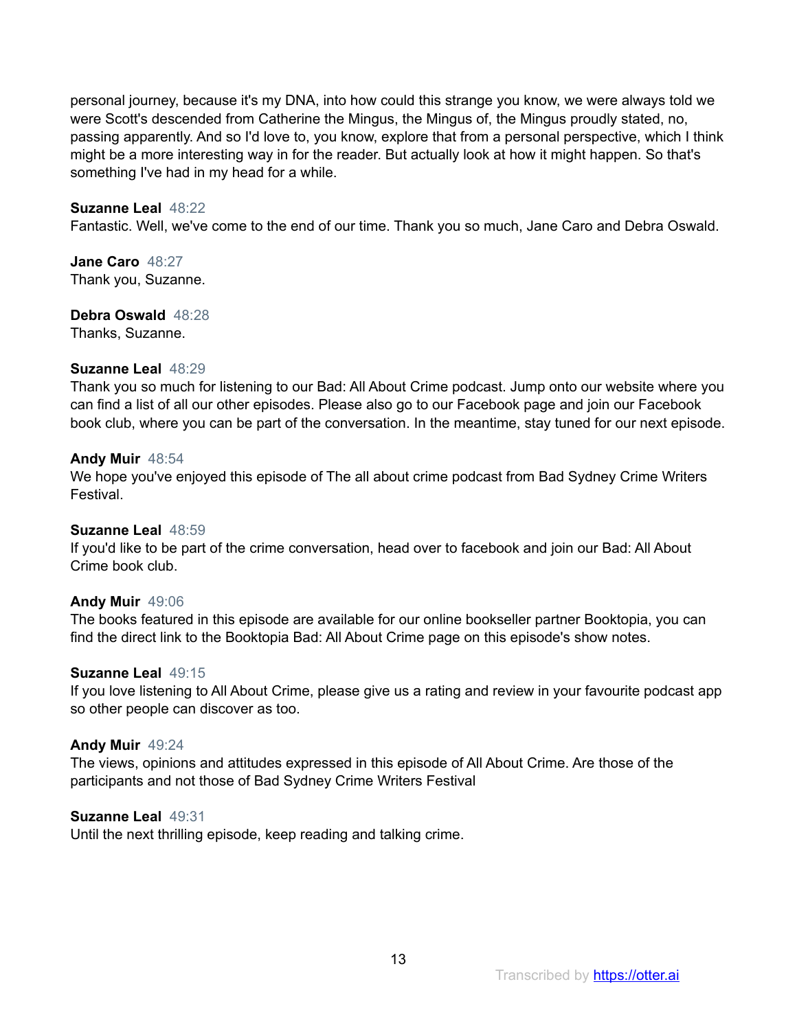personal journey, because it's my DNA, into how could this strange you know, we were always told we were Scott's descended from Catherine the Mingus, the Mingus of, the Mingus proudly stated, no, passing apparently. And so I'd love to, you know, explore that from a personal perspective, which I think might be a more interesting way in for the reader. But actually look at how it might happen. So that's something I've had in my head for a while.

**Suzanne Leal** 48:22
Fantastic. Well, we've come to the end of our time. Thank you so much, Jane Caro and Debra Oswald.

**Jane Caro** 48:27
Thank you, Suzanne.

**Debra Oswald** 48:28
Thanks, Suzanne.

**Suzanne Leal** 48:29
Thank you so much for listening to our Bad: All About Crime podcast. Jump onto our website where you can find a list of all our other episodes. Please also go to our Facebook page and join our Facebook book club, where you can be part of the conversation. In the meantime, stay tuned for our next episode.

**Andy Muir** 48:54
We hope you've enjoyed this episode of The all about crime podcast from Bad Sydney Crime Writers Festival.

**Suzanne Leal** 48:59
If you'd like to be part of the crime conversation, head over to facebook and join our Bad: All About Crime book club.

**Andy Muir** 49:06
The books featured in this episode are available for our online bookseller partner Booktopia, you can find the direct link to the Booktopia Bad: All About Crime page on this episode's show notes.

**Suzanne Leal** 49:15
If you love listening to All About Crime, please give us a rating and review in your favourite podcast app so other people can discover as too.

**Andy Muir** 49:24
The views, opinions and attitudes expressed in this episode of All About Crime. Are those of the participants and not those of Bad Sydney Crime Writers Festival

**Suzanne Leal** 49:31
Until the next thrilling episode, keep reading and talking crime.

Transcribed by https://otter.ai